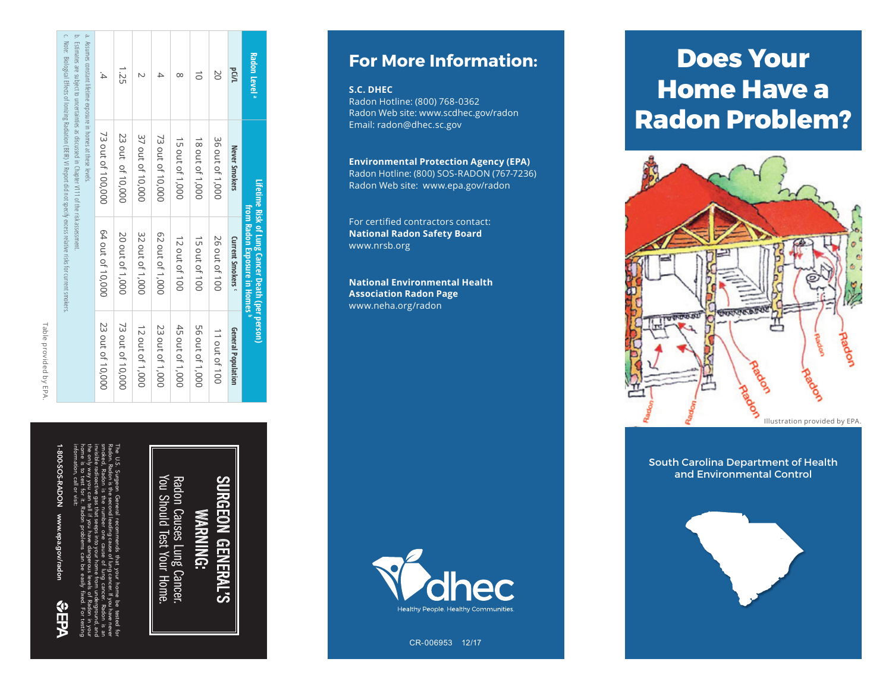| Radon Level [a] | Lifetime Risk of Lung Cancer Death (per person) from Radon Exposure in Homes [b] | | |
|---|---|---|---|
| pCi/L | Never Smokers | Current Smokers [c] | General Population |
| 20 | 36 out of 1,000 | 26 out of 100 | 11 out of 100 |
| 10 | 18 out of 1,000 | 15 out of 100 | 56 out of 1,000 |
| 8 | 15 out of 1,000 | 12 out of 100 | 45 out of 1,000 |
| 4 | 73 out of 10,000 | 62 out of 1,000 | 23 out of 1,000 |
| 2 | 37 out of 10,000 | 32 out of 1,000 | 12 out of 1,000 |
| 1.25 | 23 out of 10,000 | 20 out of 1,000 | 73 out of 10,000 |
| .4 | 73 out of 100,000 | 64 out of 10,000 | 23 out of 10,000 |

a. Assumes constant lifetime exposure in homes at these levels.
b. Estimates are subject to uncertainties as discussed in Chapter VIII of the risk assessment.
c. Note: Biological Effects of Ionizing Radiation (BEIR) VI Report did not specify excess relative risks for current smokers.

Table provided by EPA.

**SURGEON GENERAL'S WARNING:**
Radon Causes Lung Cancer.
You Should Test Your Home.

The U.S. Surgeon General recommends that your home be tested for Radon. Radon is the second leading cause of lung cancer. If you have never smoked, Radon is the number one cause of lung cancer. Radon is an invisible radioactive gas that seeps into your home from underground, and the only way you can tell if you have dangerous levels of Radon in your home is to test for it. Radon problems can be easily fixed. For testing information, call or visit:

**1-800-SOS-RADON** **www.epa.gov/radon** EPA

# For More Information:

**S.C. DHEC**
Radon Hotline: (800) 768-0362
Radon Web site: www.scdhec.gov/radon
Email: radon@dhec.sc.gov

**Environmental Protection Agency (EPA)**
Radon Hotline: (800) SOS-RADON (767-7236)
Radon Web site: www.epa.gov/radon

For certified contractors contact:
**National Radon Safety Board**
www.nrsb.org

**National Environmental Health Association Radon Page**
www.neha.org/radon

dhec
Healthy People. Healthy Communities.

CR-006953 12/17

# Does Your Home Have a Radon Problem?

Radon Radon Radon Radon Radon Radon Radon

Illustration provided by EPA.

South Carolina Department of Health and Environmental Control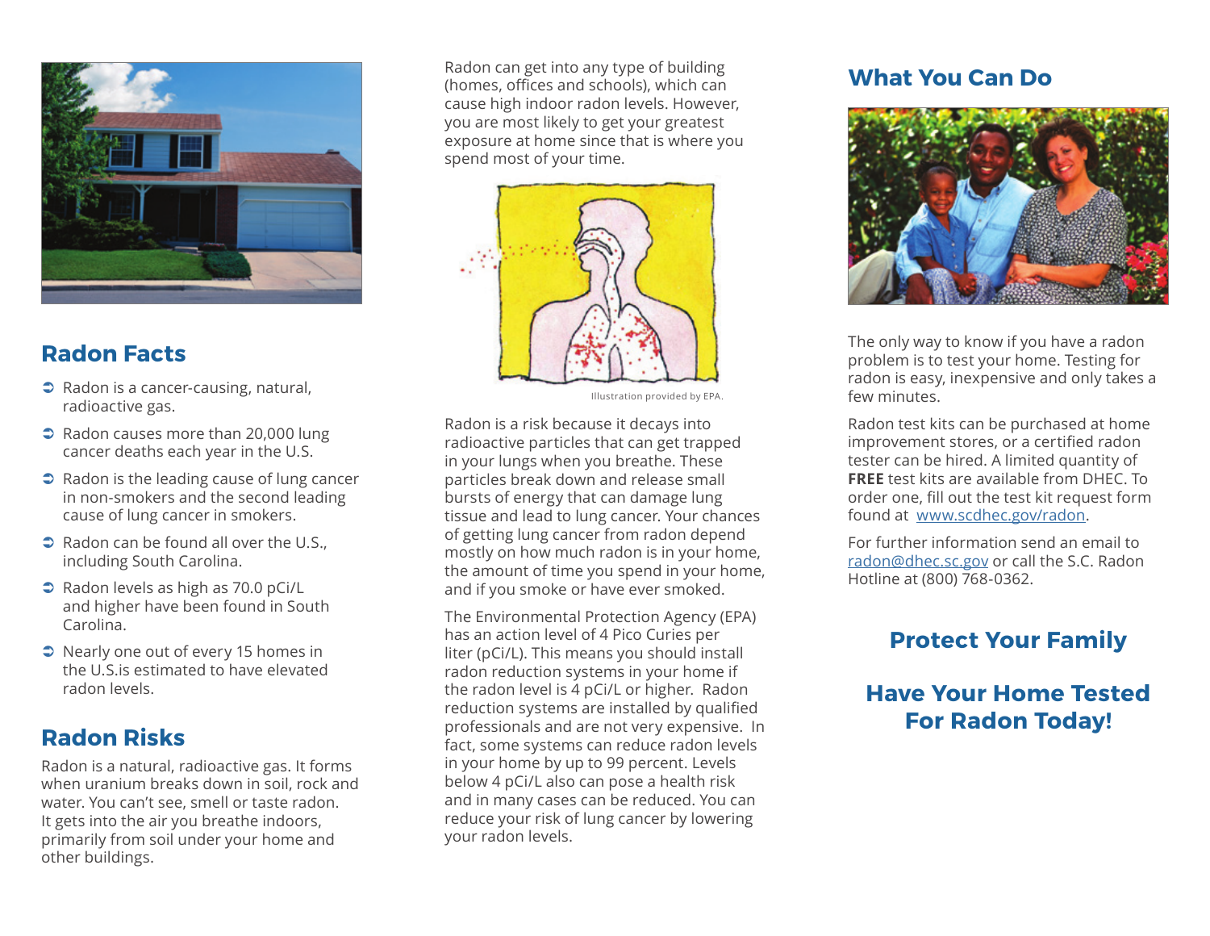## Radon Facts

- Radon is a cancer-causing, natural, radioactive gas.
- Radon causes more than 20,000 lung cancer deaths each year in the U.S.
- Radon is the leading cause of lung cancer in non-smokers and the second leading cause of lung cancer in smokers.
- Radon can be found all over the U.S., including South Carolina.
- Radon levels as high as 70.0 pCi/L and higher have been found in South Carolina.
- Nearly one out of every 15 homes in the U.S.is estimated to have elevated radon levels.

## Radon Risks

Radon is a natural, radioactive gas. It forms when uranium breaks down in soil, rock and water. You can't see, smell or taste radon. It gets into the air you breathe indoors, primarily from soil under your home and other buildings.

Radon can get into any type of building (homes, offices and schools), which can cause high indoor radon levels. However, you are most likely to get your greatest exposure at home since that is where you spend most of your time.

Illustration provided by EPA.

Radon is a risk because it decays into radioactive particles that can get trapped in your lungs when you breathe. These particles break down and release small bursts of energy that can damage lung tissue and lead to lung cancer. Your chances of getting lung cancer from radon depend mostly on how much radon is in your home, the amount of time you spend in your home, and if you smoke or have ever smoked.

The Environmental Protection Agency (EPA) has an action level of 4 Pico Curies per liter (pCi/L). This means you should install radon reduction systems in your home if the radon level is 4 pCi/L or higher. Radon reduction systems are installed by qualified professionals and are not very expensive. In fact, some systems can reduce radon levels in your home by up to 99 percent. Levels below 4 pCi/L also can pose a health risk and in many cases can be reduced. You can reduce your risk of lung cancer by lowering your radon levels.

## What You Can Do

The only way to know if you have a radon problem is to test your home. Testing for radon is easy, inexpensive and only takes a few minutes.

Radon test kits can be purchased at home improvement stores, or a certified radon tester can be hired. A limited quantity of **FREE** test kits are available from DHEC. To order one, fill out the test kit request form found at www.scdhec.gov/radon.

For further information send an email to radon@dhec.sc.gov or call the S.C. Radon Hotline at (800) 768-0362.

## Protect Your Family

## Have Your Home Tested For Radon Today!